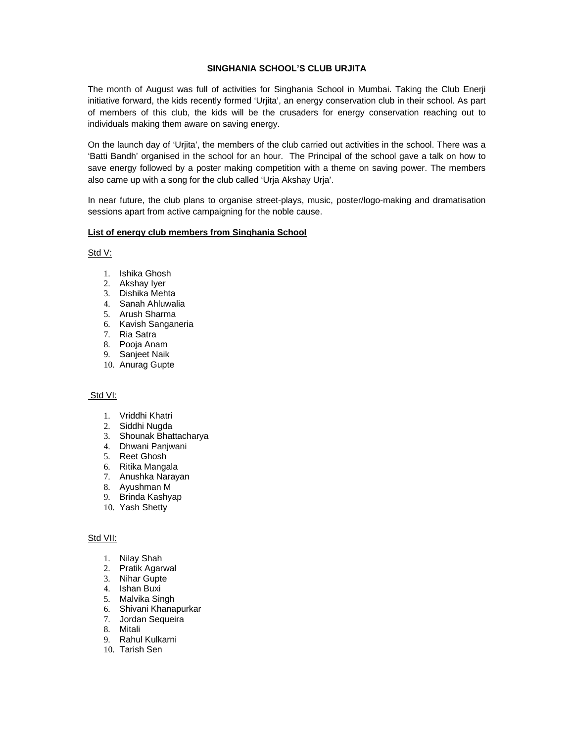# SINGHANIA SCHOOL'S CLUB URJITA

The month of August was full of activities for Singhania School in Mumbai. Taking the Club Enerji initiative forward, the kids recently formed 'Urjita', an energy conservation club in their school. As part of members of this club, the kids will be the crusaders for energy conservation reaching out to individuals making them aware on saving energy.

On the launch day of 'Urjita', the members of the club carried out activities in the school. There was a 'Batti Bandh' organised in the school for an hour. The Principal of the school gave a talk on how to save energy followed by a poster making competition with a theme on saving power. The members also came up with a song for the club called 'Urja Akshay Urja'.

In near future, the club plans to organise street-plays, music, poster/logo-making and dramatisation sessions apart from active campaigning for the noble cause.

**List of energy club members from Singhania School**

Std V:

1. Ishika Ghosh
2. Akshay Iyer
3. Dishika Mehta
4. Sanah Ahluwalia
5. Arush Sharma
6. Kavish Sanganeria
7. Ria Satra
8. Pooja Anam
9. Sanjeet Naik
10. Anurag Gupte

Std VI:

1. Vriddhi Khatri
2. Siddhi Nugda
3. Shounak Bhattacharya
4. Dhwani Panjwani
5. Reet Ghosh
6. Ritika Mangala
7. Anushka Narayan
8. Ayushman M
9. Brinda Kashyap
10. Yash Shetty

Std VII:

1. Nilay Shah
2. Pratik Agarwal
3. Nihar Gupte
4. Ishan Buxi
5. Malvika Singh
6. Shivani Khanapurkar
7. Jordan Sequeira
8. Mitali
9. Rahul Kulkarni
10. Tarish Sen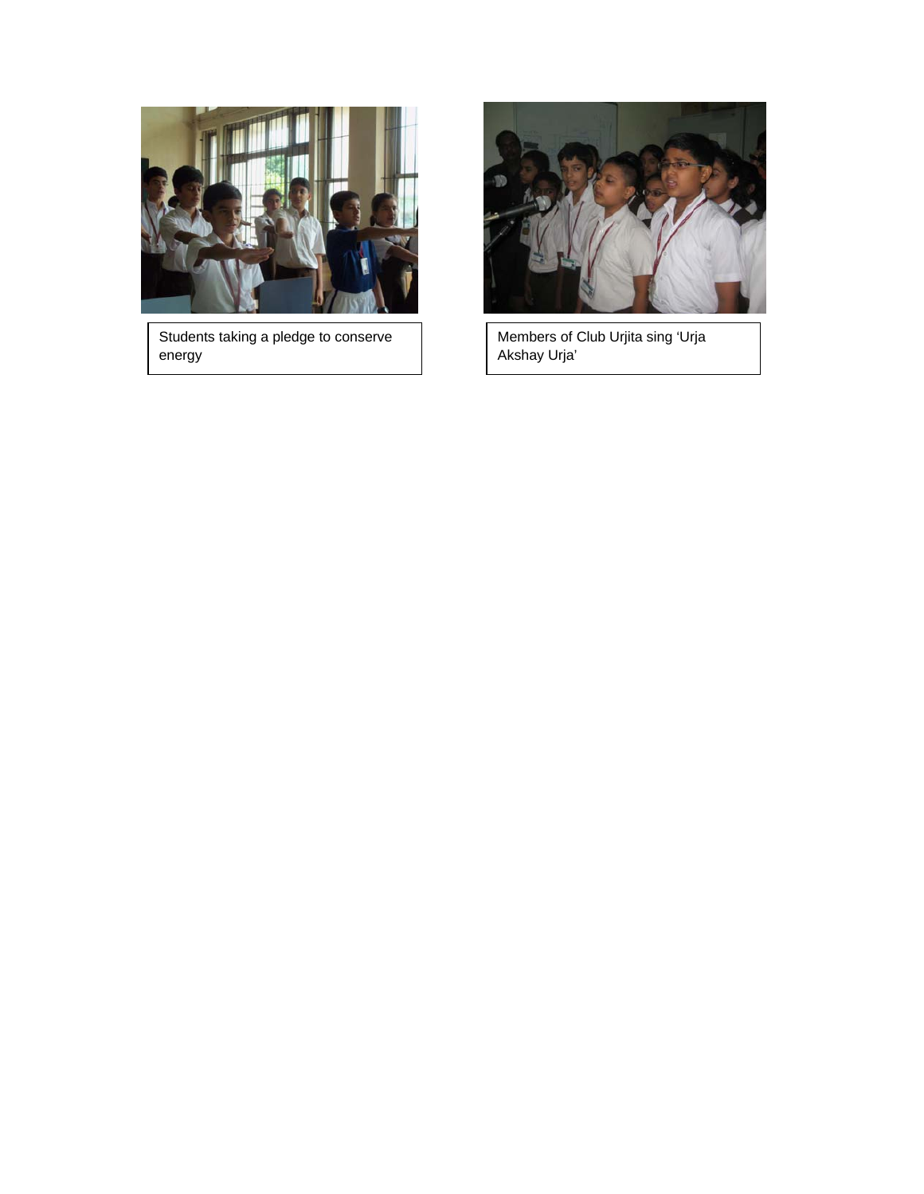Students taking a pledge to conserve energy

Members of Club Urjita sing 'Urja Akshay Urja'